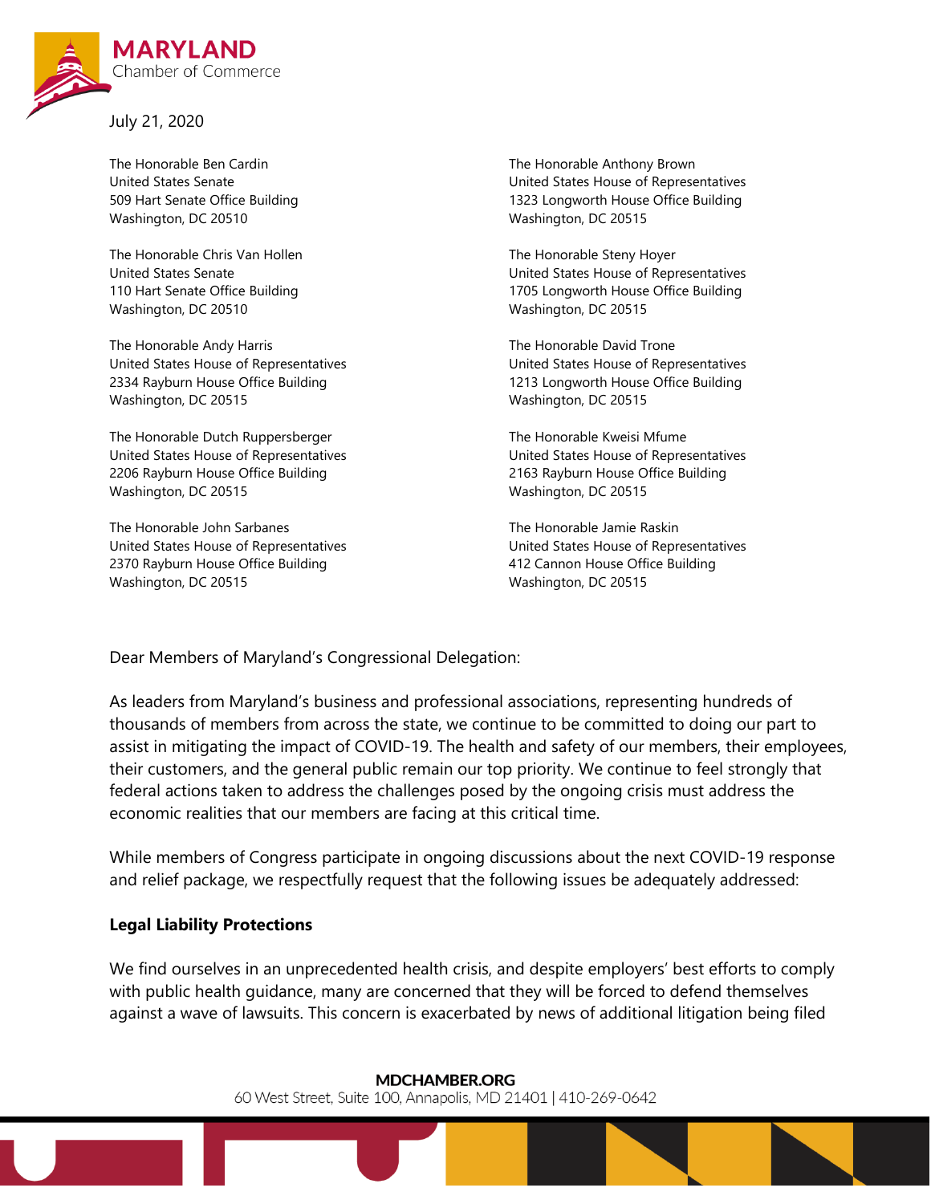MARYLAND
Chamber of Commerce

July 21, 2020

The Honorable Ben Cardin
United States Senate
509 Hart Senate Office Building
Washington, DC 20510

The Honorable Chris Van Hollen
United States Senate
110 Hart Senate Office Building
Washington, DC 20510

The Honorable Andy Harris
United States House of Representatives
2334 Rayburn House Office Building
Washington, DC 20515

The Honorable Dutch Ruppersberger
United States House of Representatives
2206 Rayburn House Office Building
Washington, DC 20515

The Honorable John Sarbanes
United States House of Representatives
2370 Rayburn House Office Building
Washington, DC 20515

The Honorable Anthony Brown
United States House of Representatives
1323 Longworth House Office Building
Washington, DC 20515

The Honorable Steny Hoyer
United States House of Representatives
1705 Longworth House Office Building
Washington, DC 20515

The Honorable David Trone
United States House of Representatives
1213 Longworth House Office Building
Washington, DC 20515

The Honorable Kweisi Mfume
United States House of Representatives
2163 Rayburn House Office Building
Washington, DC 20515

The Honorable Jamie Raskin
United States House of Representatives
412 Cannon House Office Building
Washington, DC 20515

Dear Members of Maryland's Congressional Delegation:

As leaders from Maryland's business and professional associations, representing hundreds of thousands of members from across the state, we continue to be committed to doing our part to assist in mitigating the impact of COVID-19. The health and safety of our members, their employees, their customers, and the general public remain our top priority. We continue to feel strongly that federal actions taken to address the challenges posed by the ongoing crisis must address the economic realities that our members are facing at this critical time.

While members of Congress participate in ongoing discussions about the next COVID-19 response and relief package, we respectfully request that the following issues be adequately addressed:

**Legal Liability Protections**

We find ourselves in an unprecedented health crisis, and despite employers' best efforts to comply with public health guidance, many are concerned that they will be forced to defend themselves against a wave of lawsuits. This concern is exacerbated by news of additional litigation being filed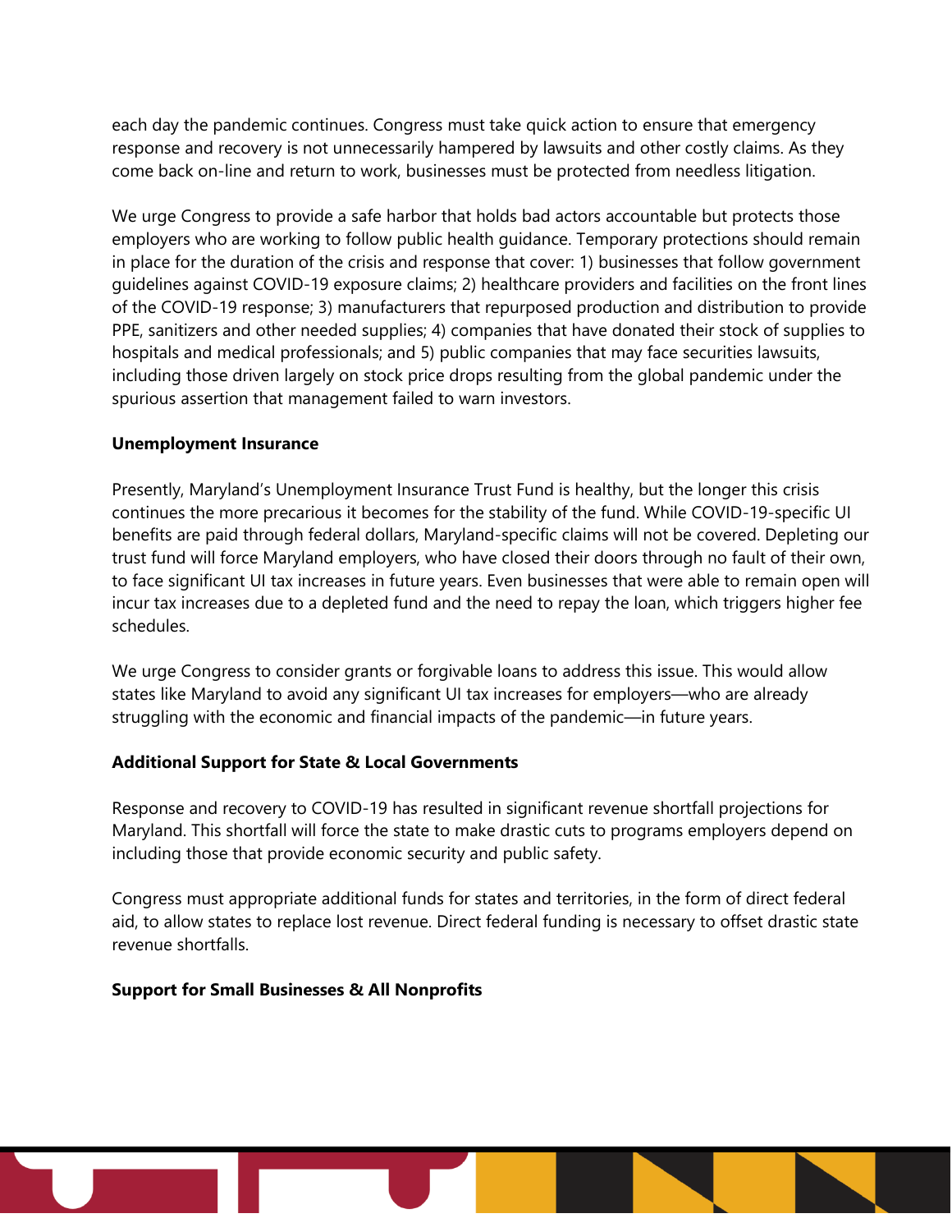each day the pandemic continues. Congress must take quick action to ensure that emergency response and recovery is not unnecessarily hampered by lawsuits and other costly claims. As they come back on-line and return to work, businesses must be protected from needless litigation.

We urge Congress to provide a safe harbor that holds bad actors accountable but protects those employers who are working to follow public health guidance. Temporary protections should remain in place for the duration of the crisis and response that cover: 1) businesses that follow government guidelines against COVID-19 exposure claims; 2) healthcare providers and facilities on the front lines of the COVID-19 response; 3) manufacturers that repurposed production and distribution to provide PPE, sanitizers and other needed supplies; 4) companies that have donated their stock of supplies to hospitals and medical professionals; and 5) public companies that may face securities lawsuits, including those driven largely on stock price drops resulting from the global pandemic under the spurious assertion that management failed to warn investors.

**Unemployment Insurance**

Presently, Maryland's Unemployment Insurance Trust Fund is healthy, but the longer this crisis continues the more precarious it becomes for the stability of the fund. While COVID-19-specific UI benefits are paid through federal dollars, Maryland-specific claims will not be covered. Depleting our trust fund will force Maryland employers, who have closed their doors through no fault of their own, to face significant UI tax increases in future years. Even businesses that were able to remain open will incur tax increases due to a depleted fund and the need to repay the loan, which triggers higher fee schedules.

We urge Congress to consider grants or forgivable loans to address this issue. This would allow states like Maryland to avoid any significant UI tax increases for employers—who are already struggling with the economic and financial impacts of the pandemic—in future years.

**Additional Support for State & Local Governments**

Response and recovery to COVID-19 has resulted in significant revenue shortfall projections for Maryland. This shortfall will force the state to make drastic cuts to programs employers depend on including those that provide economic security and public safety.

Congress must appropriate additional funds for states and territories, in the form of direct federal aid, to allow states to replace lost revenue. Direct federal funding is necessary to offset drastic state revenue shortfalls.

**Support for Small Businesses & All Nonprofits**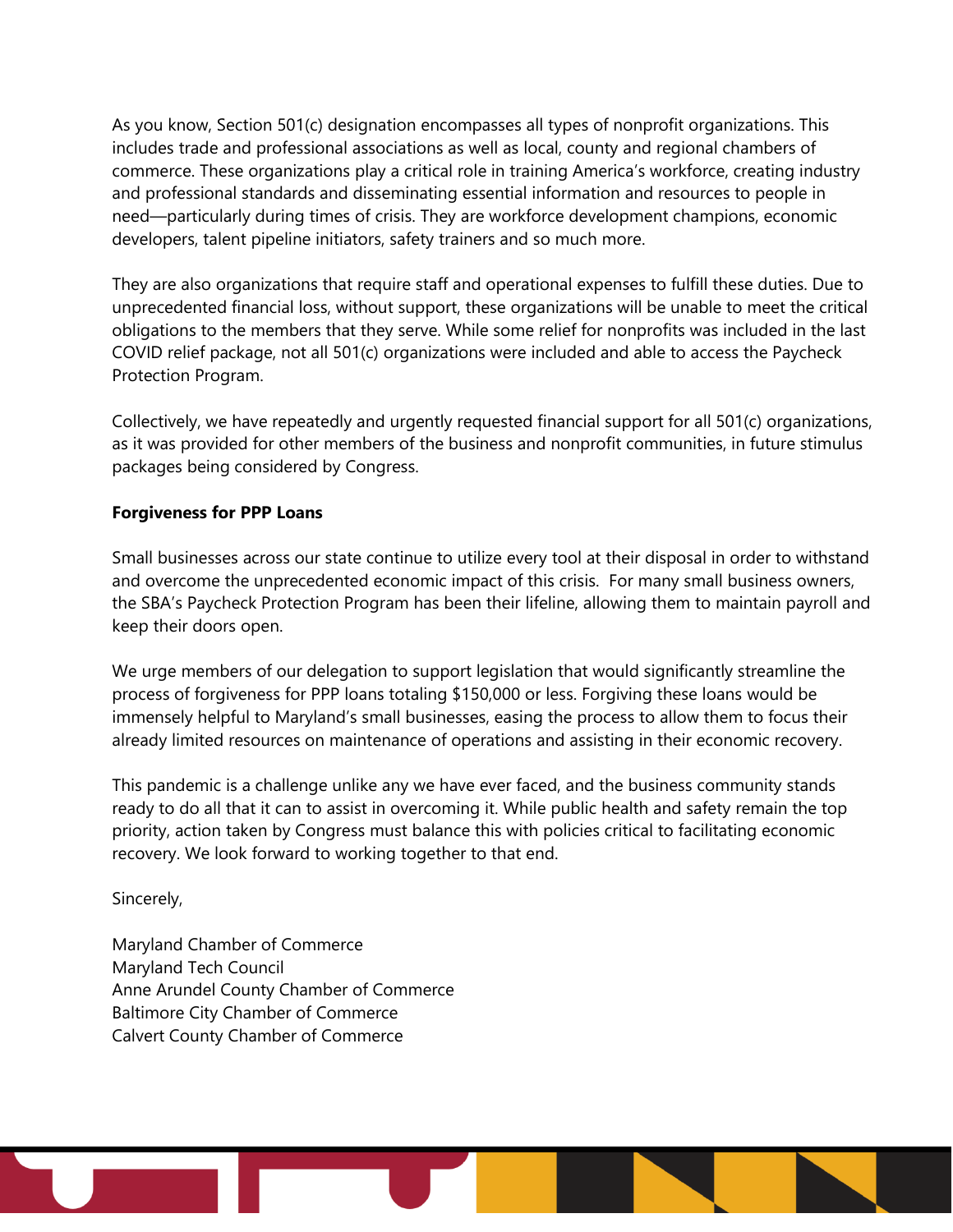As you know, Section 501(c) designation encompasses all types of nonprofit organizations. This includes trade and professional associations as well as local, county and regional chambers of commerce. These organizations play a critical role in training America's workforce, creating industry and professional standards and disseminating essential information and resources to people in need—particularly during times of crisis. They are workforce development champions, economic developers, talent pipeline initiators, safety trainers and so much more.

They are also organizations that require staff and operational expenses to fulfill these duties. Due to unprecedented financial loss, without support, these organizations will be unable to meet the critical obligations to the members that they serve. While some relief for nonprofits was included in the last COVID relief package, not all 501(c) organizations were included and able to access the Paycheck Protection Program.

Collectively, we have repeatedly and urgently requested financial support for all 501(c) organizations, as it was provided for other members of the business and nonprofit communities, in future stimulus packages being considered by Congress.

**Forgiveness for PPP Loans**

Small businesses across our state continue to utilize every tool at their disposal in order to withstand and overcome the unprecedented economic impact of this crisis. For many small business owners, the SBA's Paycheck Protection Program has been their lifeline, allowing them to maintain payroll and keep their doors open.

We urge members of our delegation to support legislation that would significantly streamline the process of forgiveness for PPP loans totaling $150,000 or less. Forgiving these loans would be immensely helpful to Maryland's small businesses, easing the process to allow them to focus their already limited resources on maintenance of operations and assisting in their economic recovery.

This pandemic is a challenge unlike any we have ever faced, and the business community stands ready to do all that it can to assist in overcoming it. While public health and safety remain the top priority, action taken by Congress must balance this with policies critical to facilitating economic recovery. We look forward to working together to that end.

Sincerely,

Maryland Chamber of Commerce
Maryland Tech Council
Anne Arundel County Chamber of Commerce
Baltimore City Chamber of Commerce
Calvert County Chamber of Commerce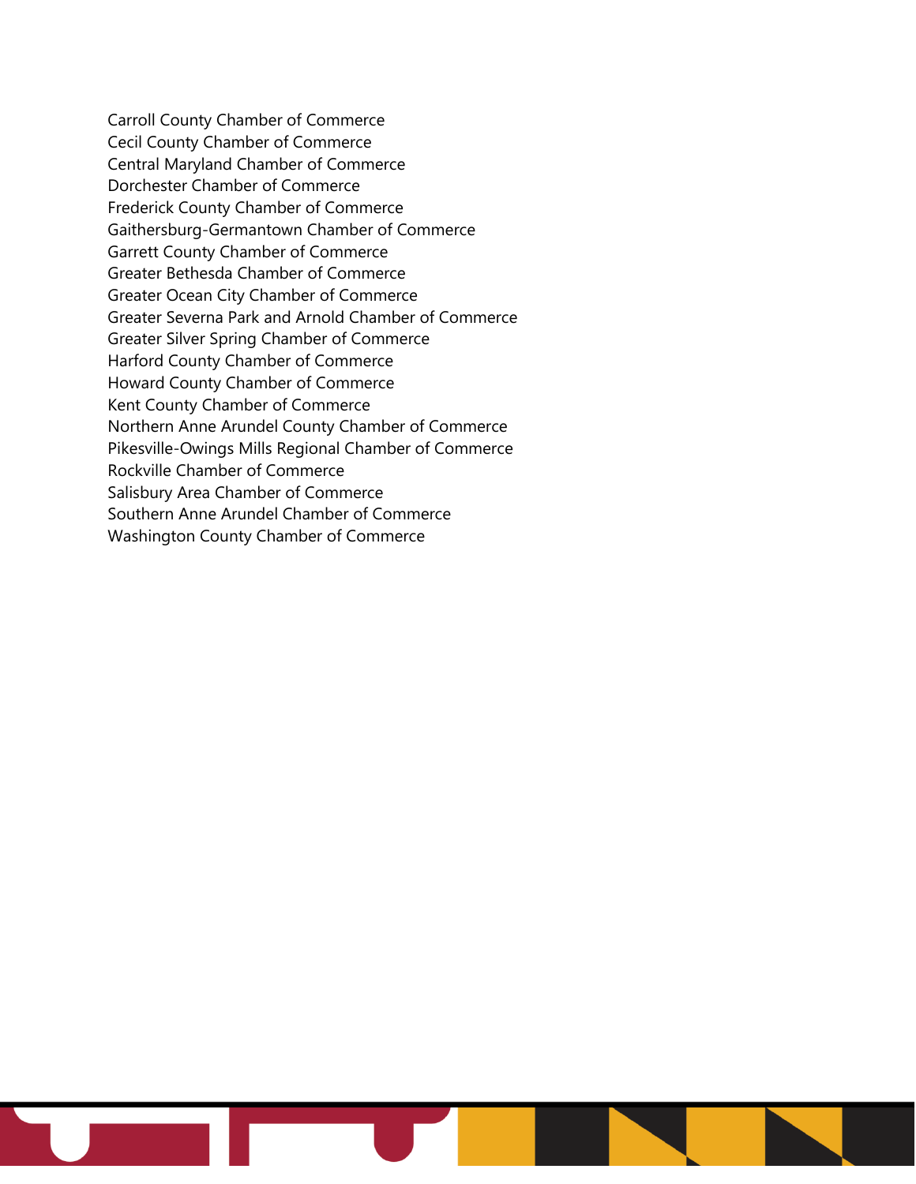Carroll County Chamber of Commerce
Cecil County Chamber of Commerce
Central Maryland Chamber of Commerce
Dorchester Chamber of Commerce
Frederick County Chamber of Commerce
Gaithersburg-Germantown Chamber of Commerce
Garrett County Chamber of Commerce
Greater Bethesda Chamber of Commerce
Greater Ocean City Chamber of Commerce
Greater Severna Park and Arnold Chamber of Commerce
Greater Silver Spring Chamber of Commerce
Harford County Chamber of Commerce
Howard County Chamber of Commerce
Kent County Chamber of Commerce
Northern Anne Arundel County Chamber of Commerce
Pikesville-Owings Mills Regional Chamber of Commerce
Rockville Chamber of Commerce
Salisbury Area Chamber of Commerce
Southern Anne Arundel Chamber of Commerce
Washington County Chamber of Commerce